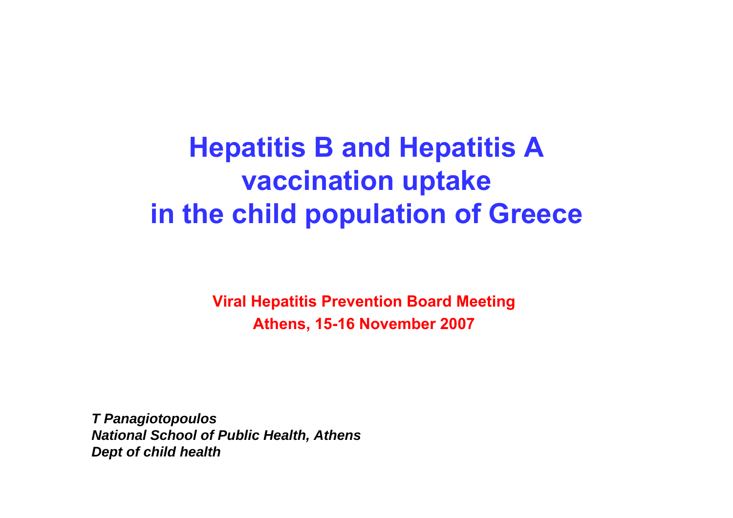# Hepatitis B and Hepatitis A vaccination uptake in the child population of Greece

**Viral Hepatitis Prevention Board Meeting**
**Athens, 15-16 November 2007**

***T Panagiotopoulos***
***National School of Public Health, Athens***
***Dept of child health***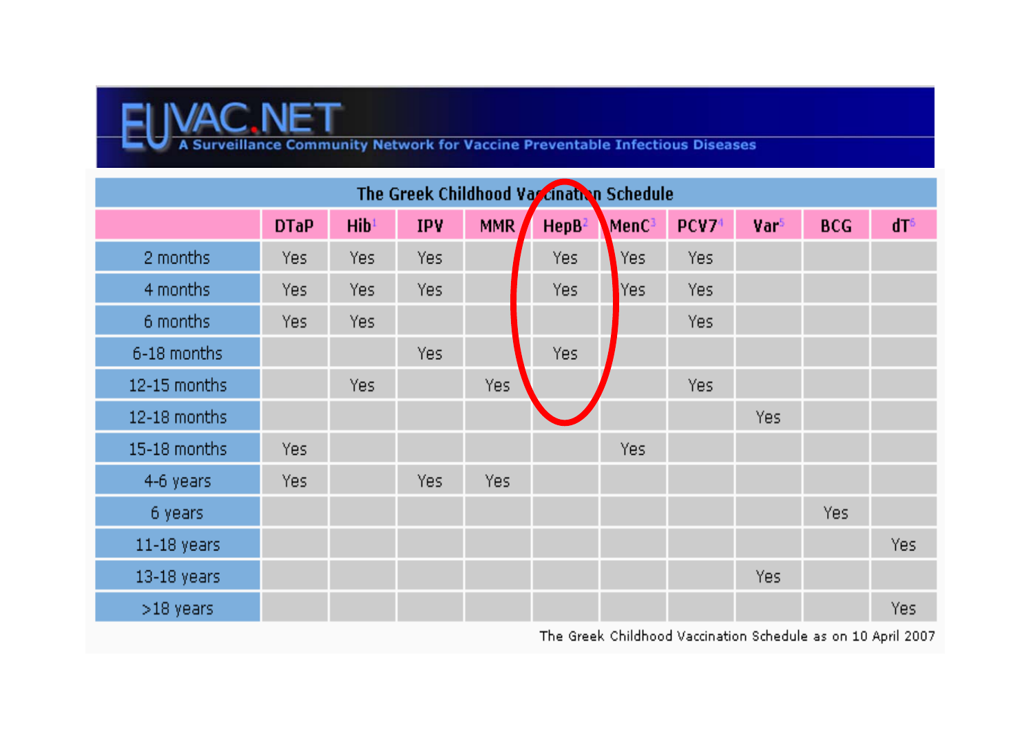# EUVAC.NET

A Surveillance Community Network for Vaccine Preventable Infectious Diseases

**The Greek Childhood Vaccination Schedule**

| | DTaP | Hib[1] | IPV | MMR | HepB[2] | MenC[3] | PCV7[4] | Var[5] | BCG | dT[6] |
|---|---|---|---|---|---|---|---|---|---|---|
| 2 months | Yes | Yes | Yes | | Yes | Yes | Yes | | | |
| 4 months | Yes | Yes | Yes | | Yes | Yes | Yes | | | |
| 6 months | Yes | Yes | | | | | Yes | | | |
| 6-18 months | | | Yes | | Yes | | | | | |
| 12-15 months | | Yes | | Yes | | | Yes | | | |
| 12-18 months | | | | | | | | Yes | | |
| 15-18 months | Yes | | | | | Yes | | | | |
| 4-6 years | Yes | | Yes | Yes | | | | | | |
| 6 years | | | | | | | | | Yes | |
| 11-18 years | | | | | | | | | | Yes |
| 13-18 years | | | | | | | | Yes | | |
| >18 years | | | | | | | | | | Yes |

The Greek Childhood Vaccination Schedule as on 10 April 2007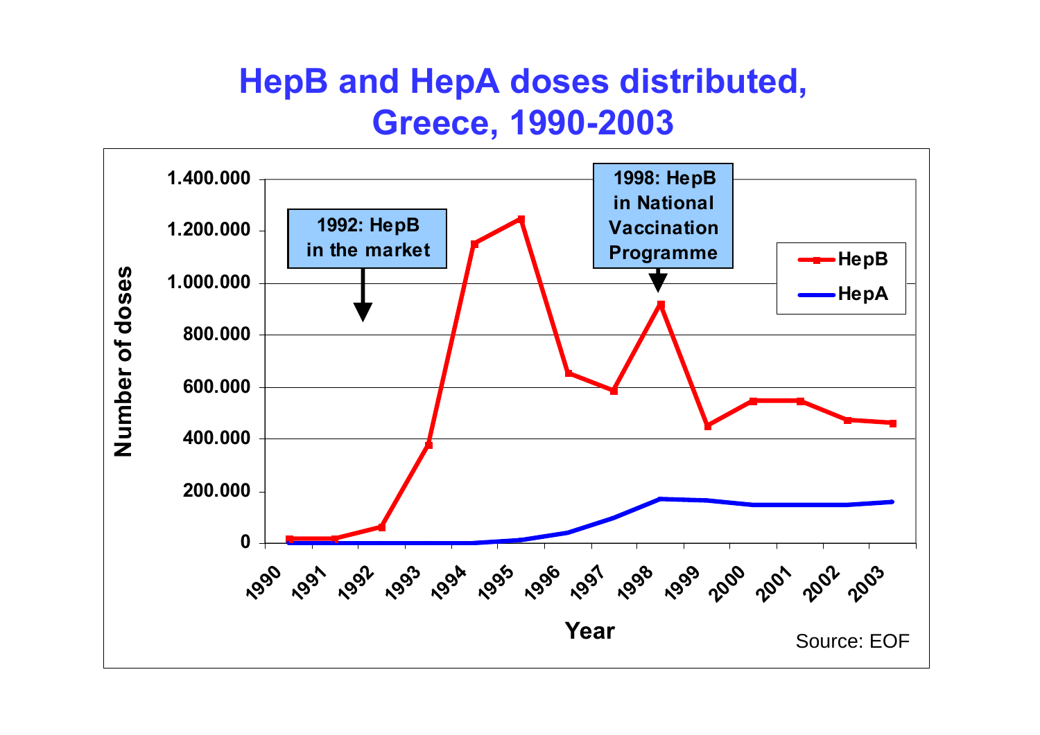# HepB and HepA doses distributed, Greece, 1990-2003

1992: HepB in the market

1998: HepB in National Vaccination Programme

Number of doses

Year

HepB

HepA

Source: EOF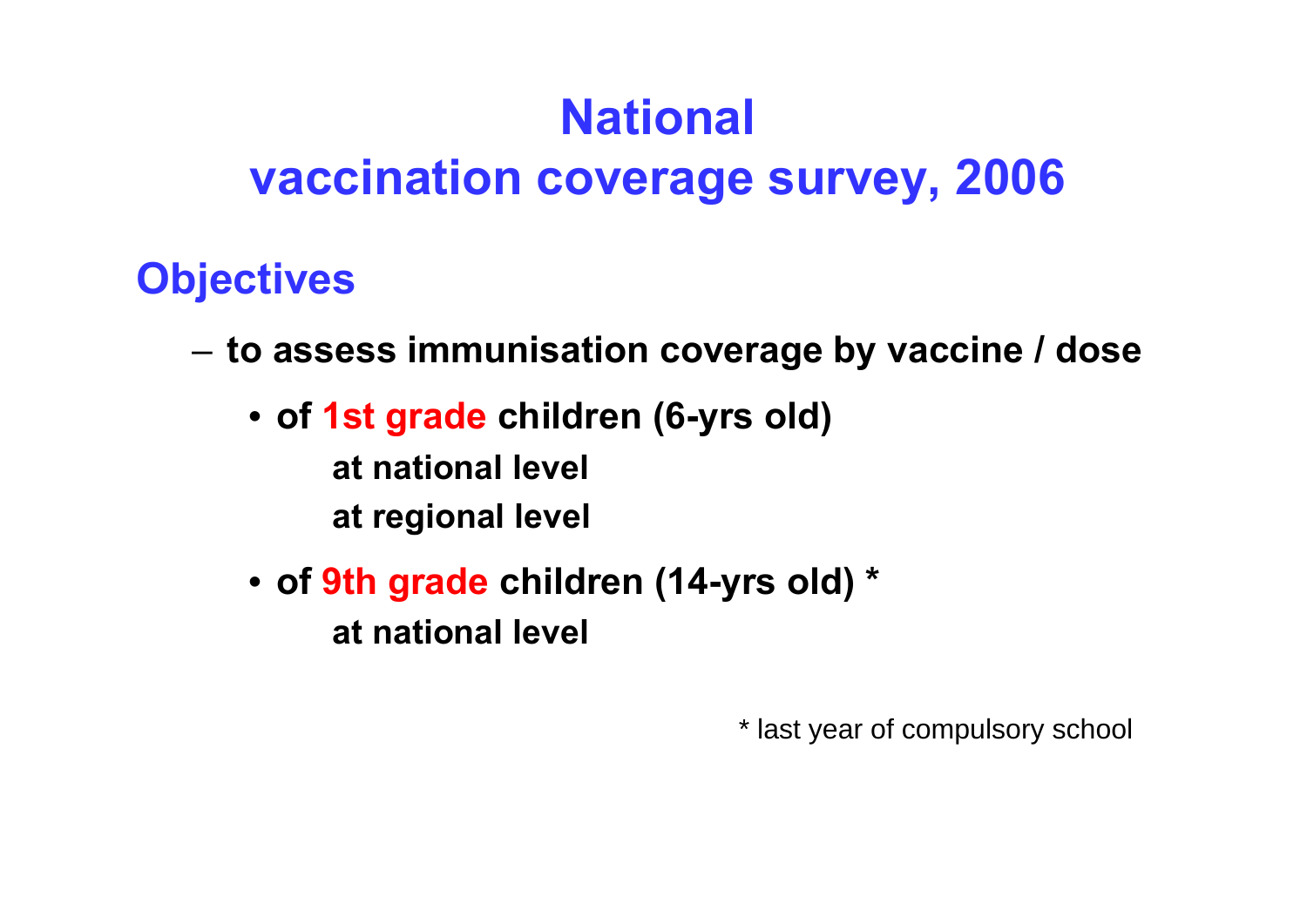# National vaccination coverage survey, 2006

## Objectives

- **to assess immunisation coverage by vaccine / dose**
  - **of 1st grade children (6-yrs old)**
    **at national level**
    **at regional level**
  - **of 9th grade children (14-yrs old) ***
    **at national level**

* last year of compulsory school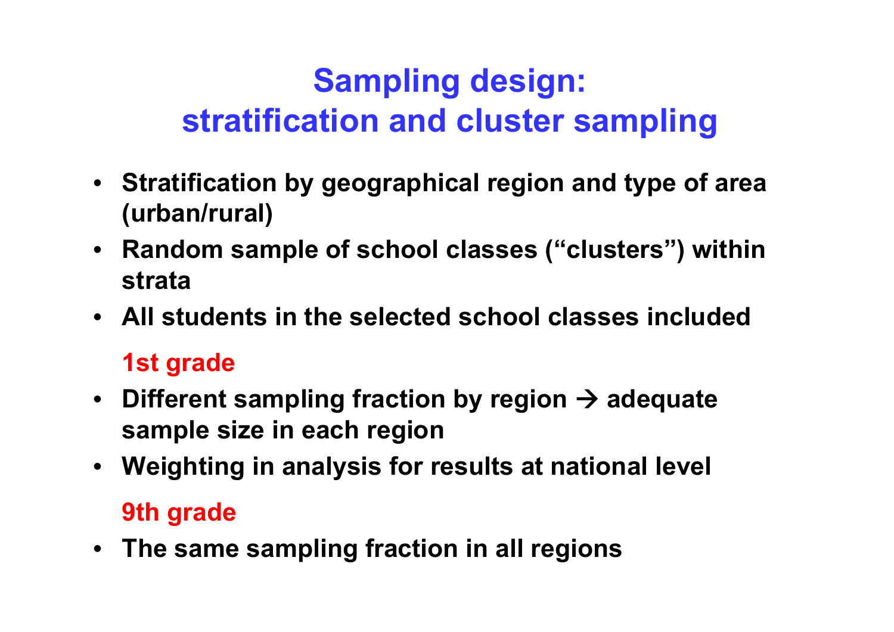# Sampling design: stratification and cluster sampling

- Stratification by geographical region and type of area (urban/rural)
- Random sample of school classes ("clusters") within strata
- All students in the selected school classes included

### 1st grade

- Different sampling fraction by region → adequate sample size in each region
- Weighting in analysis for results at national level

### 9th grade

- The same sampling fraction in all regions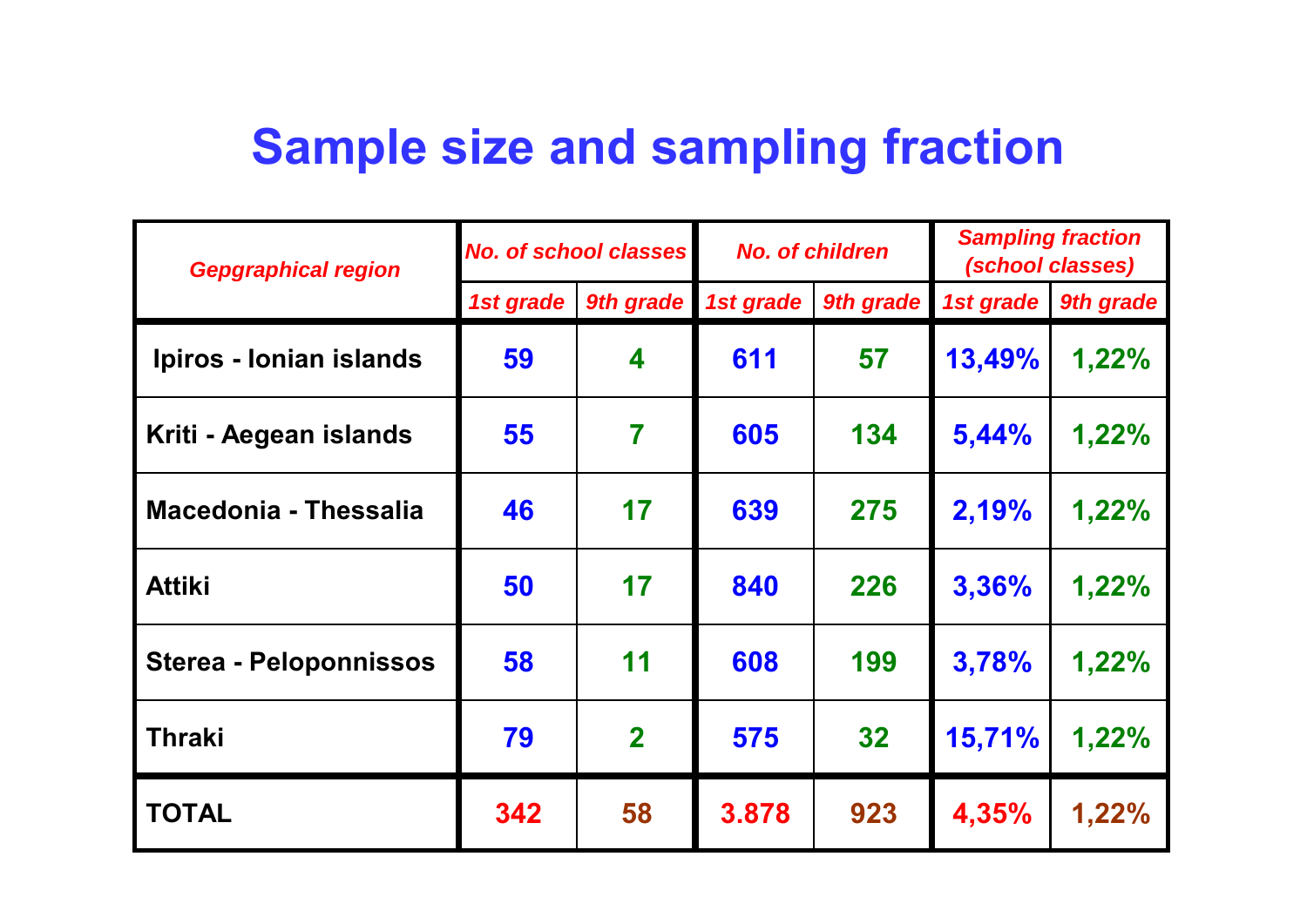# Sample size and sampling fraction

| *Gepgraphical region* | *No. of school classes* | | *No. of children* | | *Sampling fraction (school classes)* | |
|---|---|---|---|---|---|---|
| | *1st grade* | *9th grade* | *1st grade* | *9th grade* | *1st grade* | *9th grade* |
| **Ipiros - Ionian islands** | **59** | **4** | **611** | **57** | **13,49%** | **1,22%** |
| **Kriti - Aegean islands** | **55** | **7** | **605** | **134** | **5,44%** | **1,22%** |
| **Macedonia - Thessalia** | **46** | **17** | **639** | **275** | **2,19%** | **1,22%** |
| **Attiki** | **50** | **17** | **840** | **226** | **3,36%** | **1,22%** |
| **Sterea - Peloponnissos** | **58** | **11** | **608** | **199** | **3,78%** | **1,22%** |
| **Thraki** | **79** | **2** | **575** | **32** | **15,71%** | **1,22%** |
| **TOTAL** | **342** | **58** | **3.878** | **923** | **4,35%** | **1,22%** |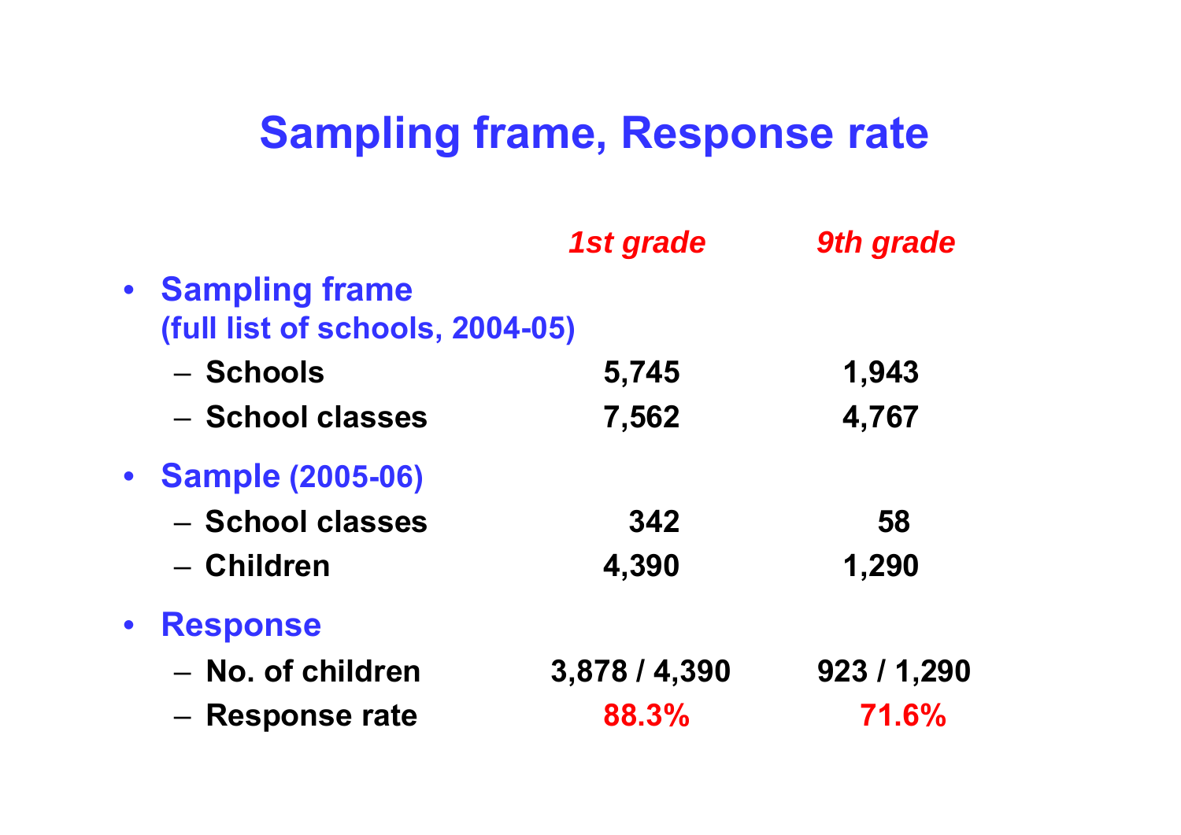# Sampling frame, Response rate

| | *1st grade* | *9th grade* |
|---|---|---|
| **Sampling frame (full list of schools, 2004-05)** | | |
| – Schools | 5,745 | 1,943 |
| – School classes | 7,562 | 4,767 |
| **Sample (2005-06)** | | |
| – School classes | 342 | 58 |
| – Children | 4,390 | 1,290 |
| **Response** | | |
| – No. of children | 3,878 / 4,390 | 923 / 1,290 |
| – Response rate | 88.3% | 71.6% |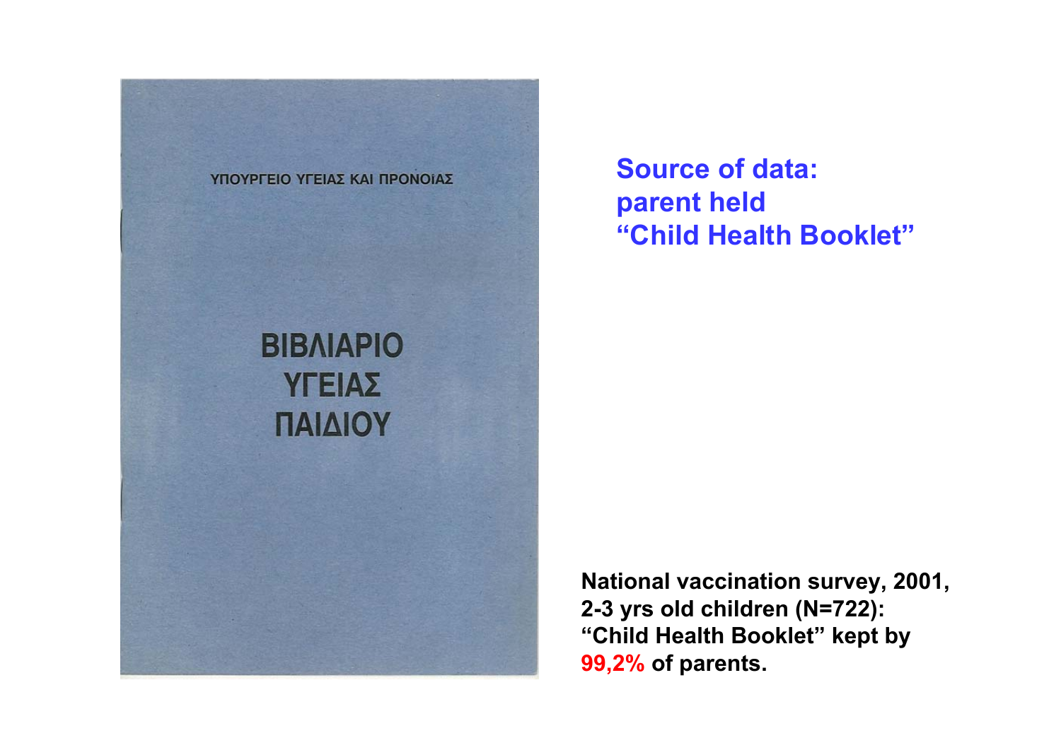ΥΠΟΥΡΓΕΙΟ ΥΓΕΙΑΣ ΚΑΙ ΠΡΟΝΟΙΑΣ

**ΒΙΒΛΙΑΡΙΟ ΥΓΕΙΑΣ ΠΑΙΔΙΟΥ**

## Source of data: parent held "Child Health Booklet"

**National vaccination survey, 2001, 2-3 yrs old children (N=722): "Child Health Booklet" kept by 99,2% of parents.**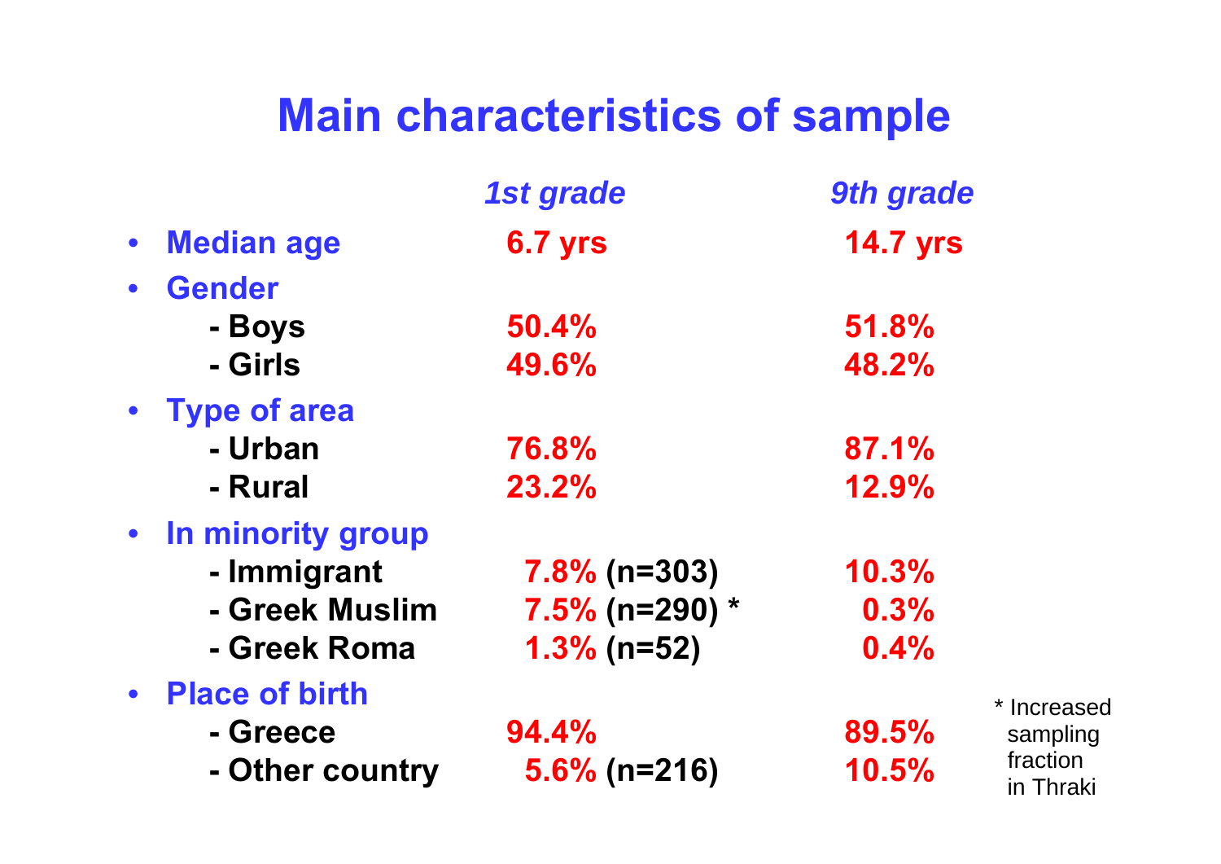# Main characteristics of sample

| | *1st grade* | *9th grade* |
|---|---|---|
| **Median age** | 6.7 yrs | 14.7 yrs |
| **Gender** | | |
| - Boys | 50.4% | 51.8% |
| - Girls | 49.6% | 48.2% |
| **Type of area** | | |
| - Urban | 76.8% | 87.1% |
| - Rural | 23.2% | 12.9% |
| **In minority group** | | |
| - Immigrant | 7.8% (n=303) | 10.3% |
| - Greek Muslim | 7.5% (n=290) * | 0.3% |
| - Greek Roma | 1.3% (n=52) | 0.4% |
| **Place of birth** | | |
| - Greece | 94.4% | 89.5% |
| - Other country | 5.6% (n=216) | 10.5% |

* Increased sampling fraction in Thraki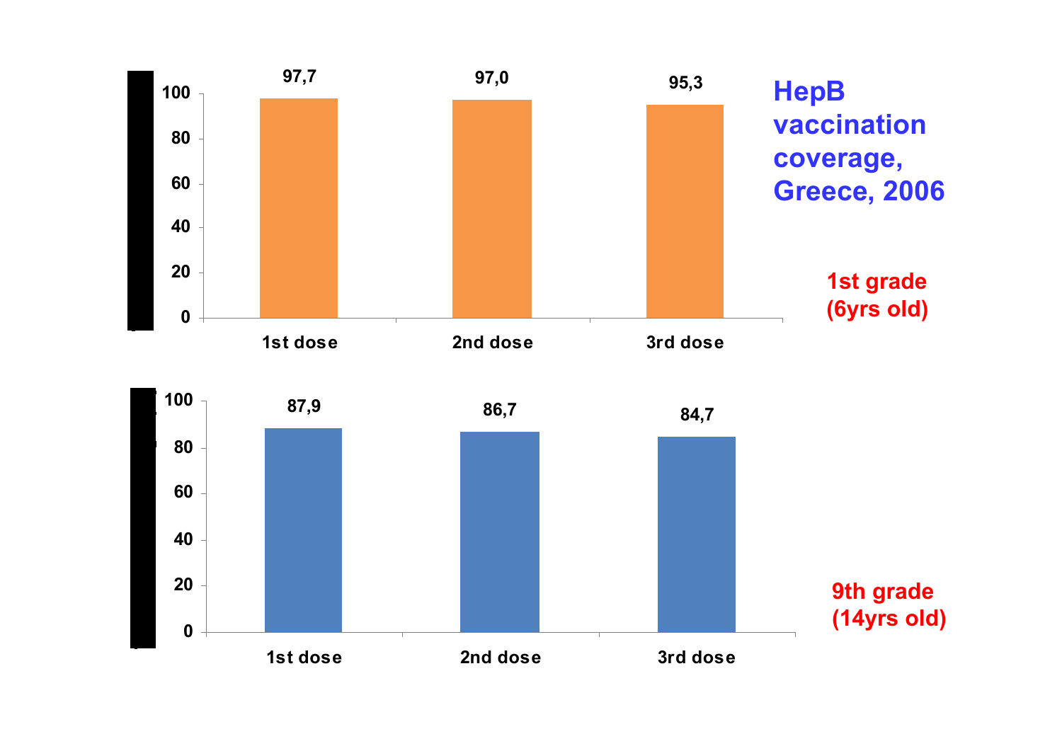# HepB vaccination coverage, Greece, 2006

**1st grade (6yrs old)**

| Dose | Coverage (%) |
|---|---|
| 1st dose | 97,7 |
| 2nd dose | 97,0 |
| 3rd dose | 95,3 |

**9th grade (14yrs old)**

| Dose | Coverage (%) |
|---|---|
| 1st dose | 87,9 |
| 2nd dose | 86,7 |
| 3rd dose | 84,7 |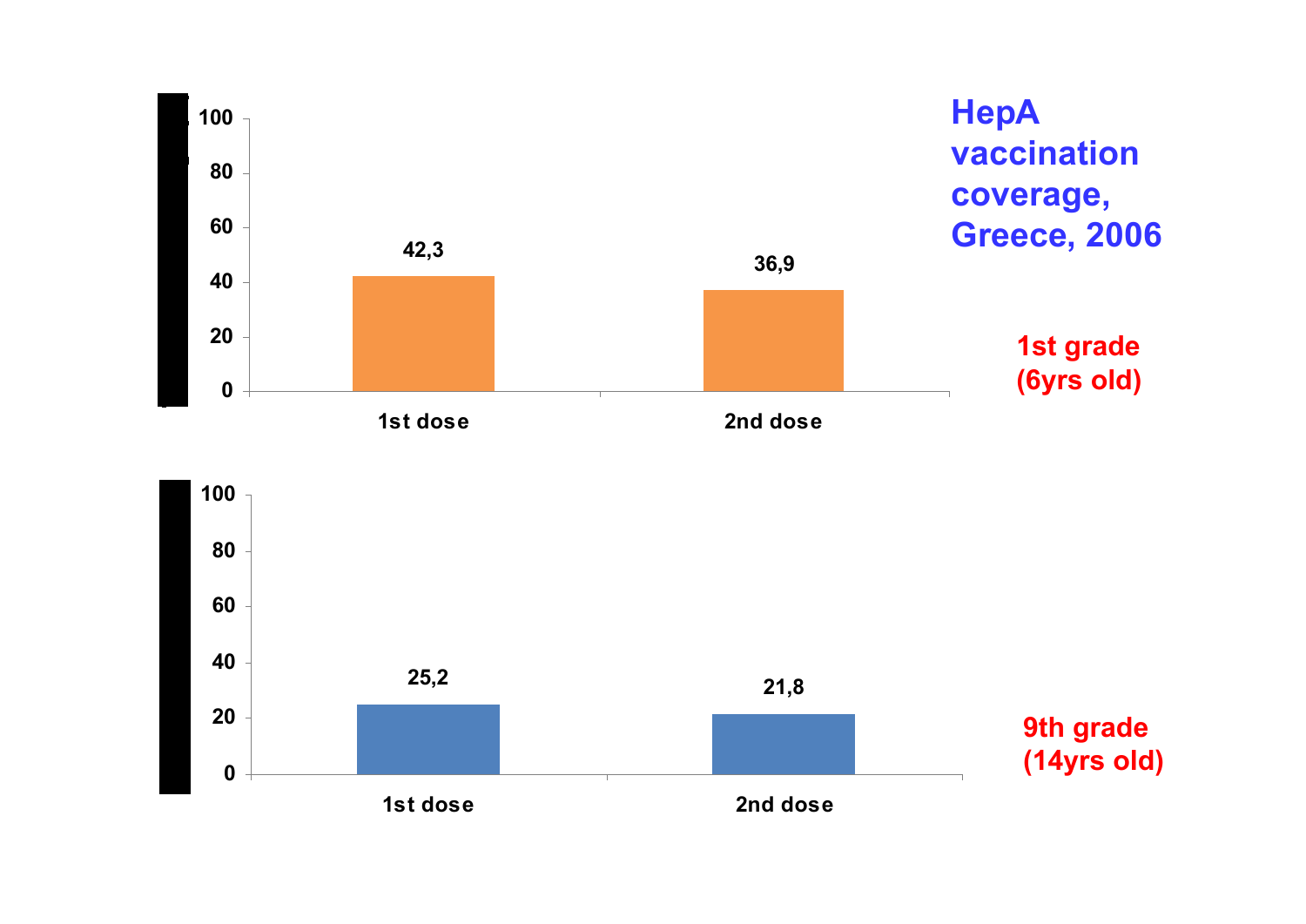# HepA vaccination coverage, Greece, 2006

**1st grade (6yrs old)**

| | 1st dose | 2nd dose |
|---|---|---|
| Coverage | 42,3 | 36,9 |

**9th grade (14yrs old)**

| | 1st dose | 2nd dose |
|---|---|---|
| Coverage | 25,2 | 21,8 |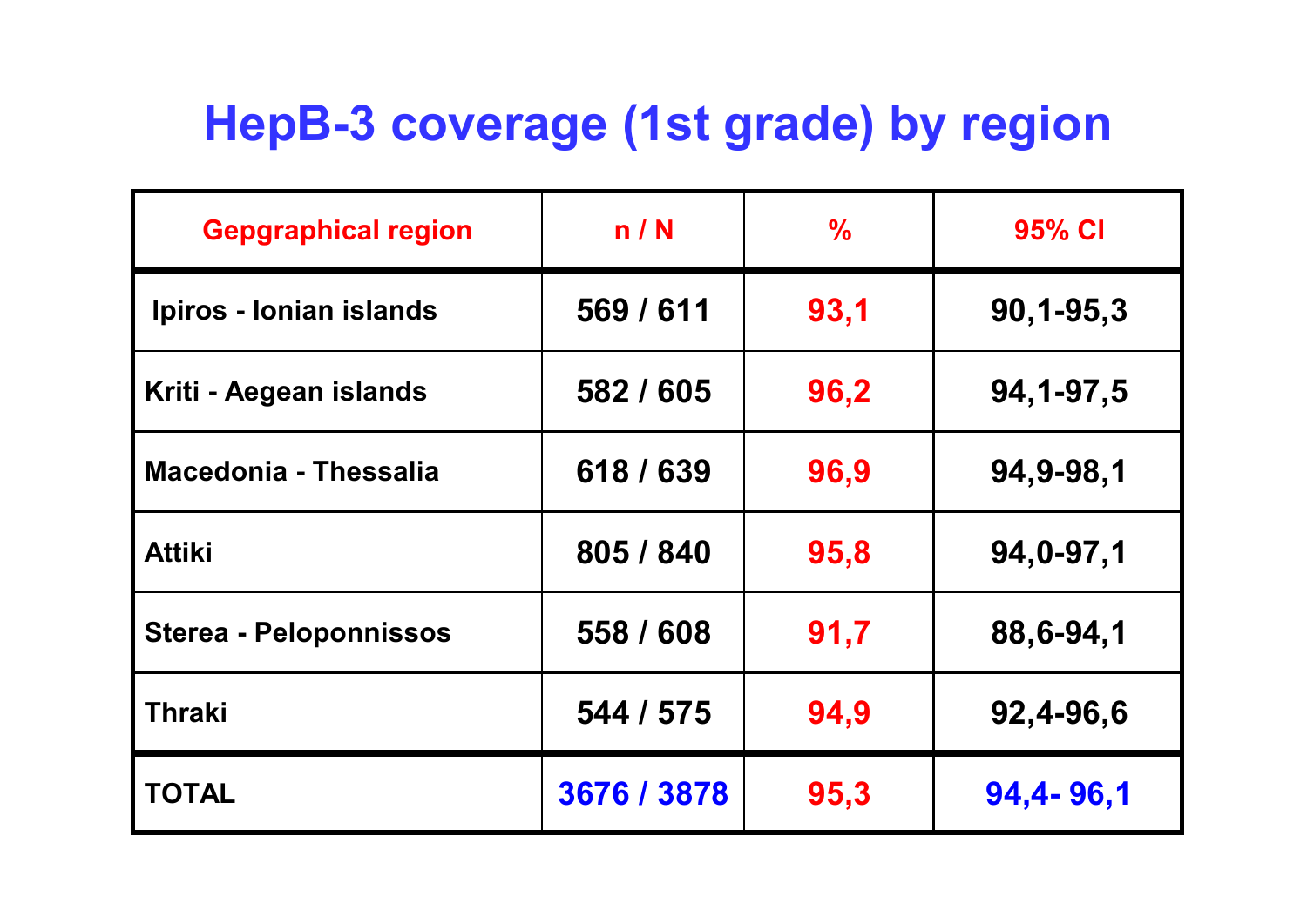# HepB-3 coverage (1st grade) by region

| Gepgraphical region | n / N | % | 95% CI |
|---|---|---|---|
| Ipiros - Ionian islands | 569 / 611 | 93,1 | 90,1-95,3 |
| Kriti - Aegean islands | 582 / 605 | 96,2 | 94,1-97,5 |
| Macedonia - Thessalia | 618 / 639 | 96,9 | 94,9-98,1 |
| Attiki | 805 / 840 | 95,8 | 94,0-97,1 |
| Sterea - Peloponnissos | 558 / 608 | 91,7 | 88,6-94,1 |
| Thraki | 544 / 575 | 94,9 | 92,4-96,6 |
| TOTAL | 3676 / 3878 | 95,3 | 94,4- 96,1 |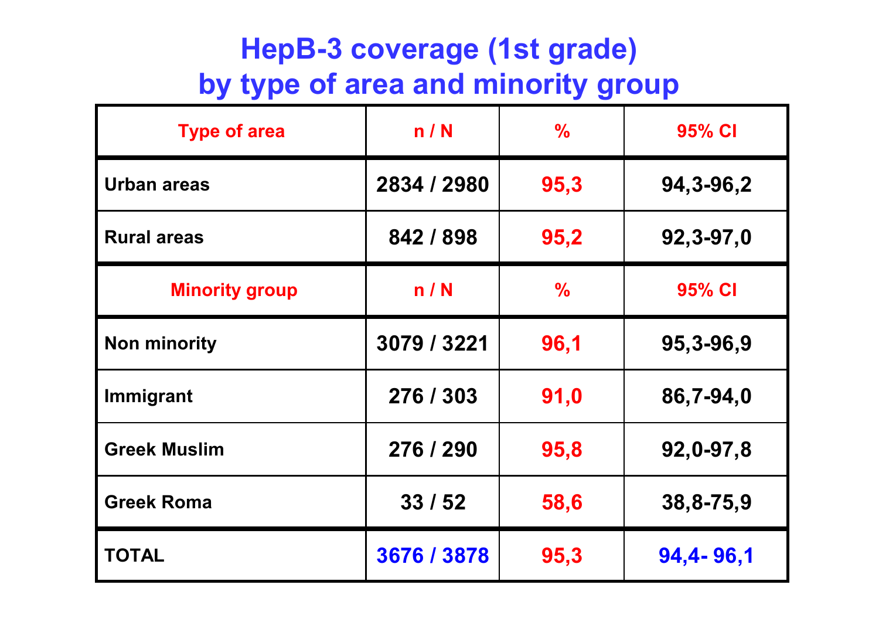# HepB-3 coverage (1st grade) by type of area and minority group

| Type of area | n / N | % | 95% CI |
|---|---|---|---|
| Urban areas | 2834 / 2980 | 95,3 | 94,3-96,2 |
| Rural areas | 842 / 898 | 95,2 | 92,3-97,0 |
| **Minority group** | **n / N** | **%** | **95% CI** |
| Non minority | 3079 / 3221 | 96,1 | 95,3-96,9 |
| Immigrant | 276 / 303 | 91,0 | 86,7-94,0 |
| Greek Muslim | 276 / 290 | 95,8 | 92,0-97,8 |
| Greek Roma | 33 / 52 | 58,6 | 38,8-75,9 |
| TOTAL | 3676 / 3878 | 95,3 | 94,4- 96,1 |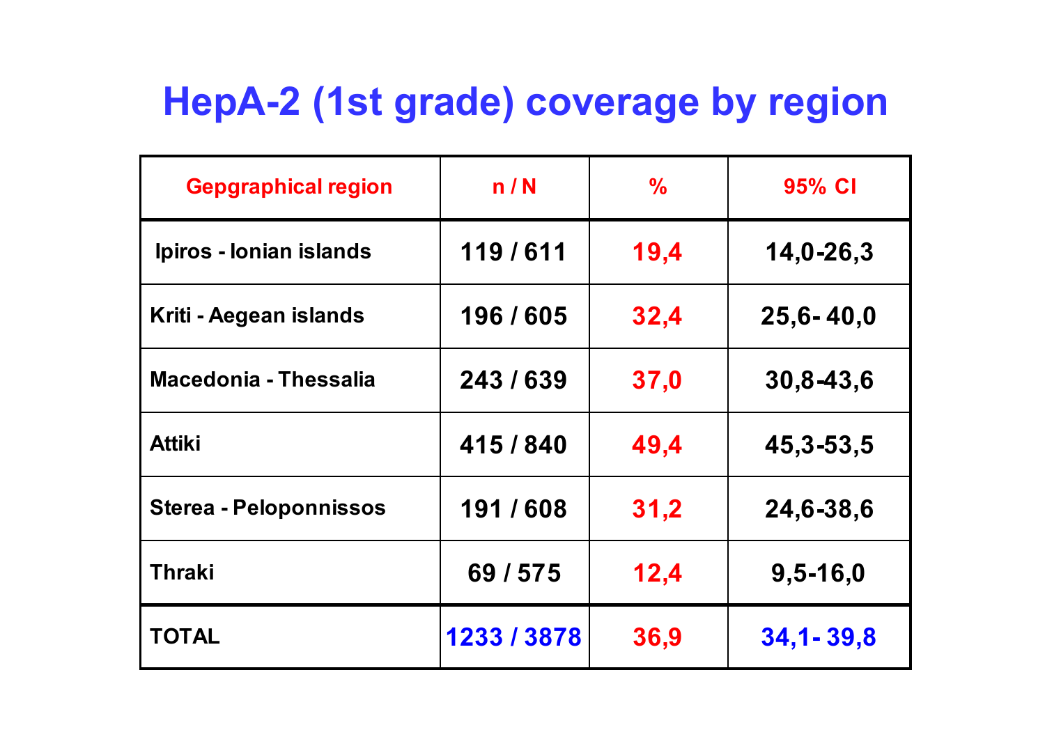# HepA-2 (1st grade) coverage by region

| Gepgraphical region | n / N | % | 95% CI |
|---|---|---|---|
| Ipiros - Ionian islands | 119 / 611 | 19,4 | 14,0-26,3 |
| Kriti - Aegean islands | 196 / 605 | 32,4 | 25,6- 40,0 |
| Macedonia - Thessalia | 243 / 639 | 37,0 | 30,8-43,6 |
| Attiki | 415 / 840 | 49,4 | 45,3-53,5 |
| Sterea - Peloponnissos | 191 / 608 | 31,2 | 24,6-38,6 |
| Thraki | 69 / 575 | 12,4 | 9,5-16,0 |
| TOTAL | 1233 / 3878 | 36,9 | 34,1- 39,8 |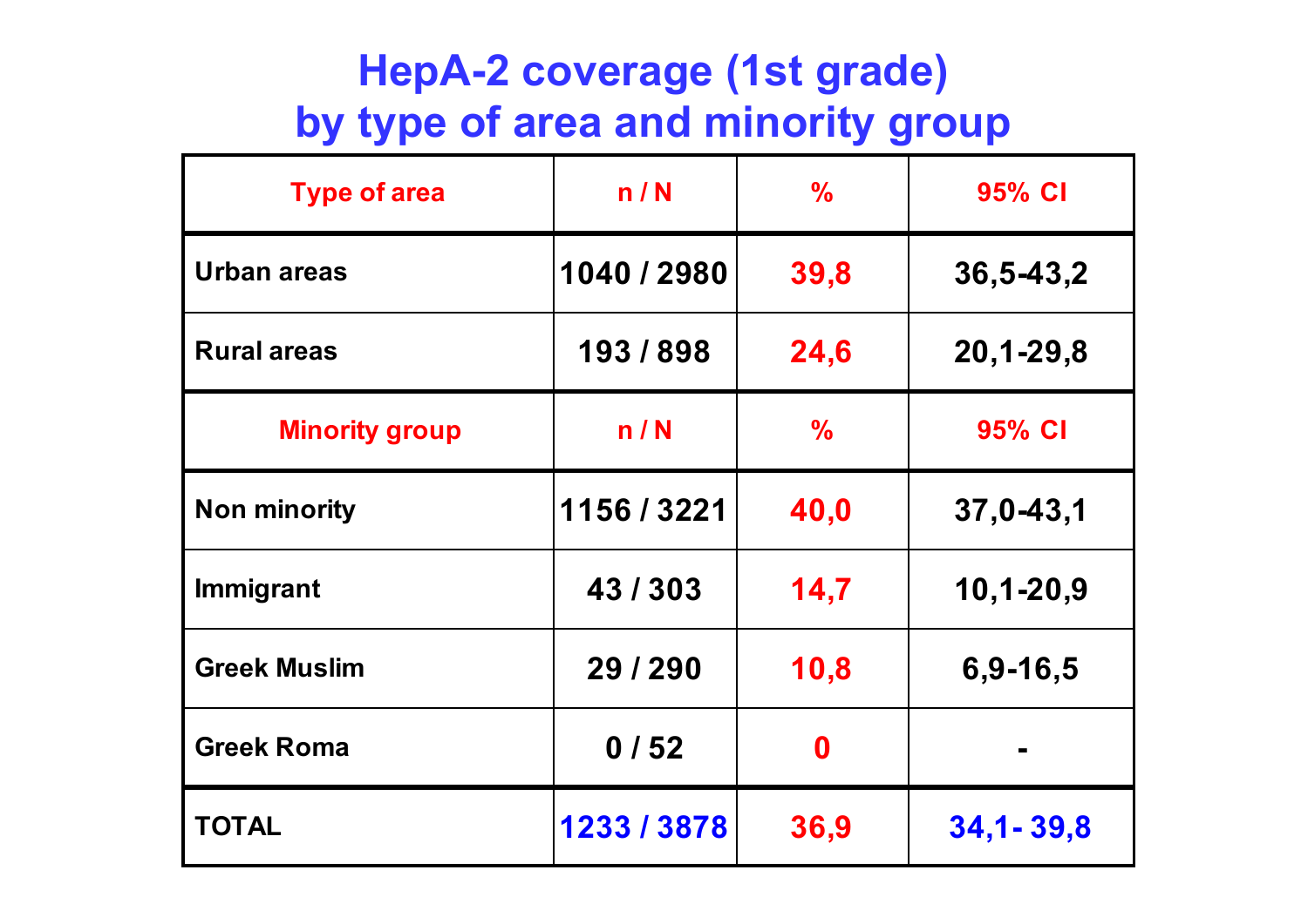# HepA-2 coverage (1st grade) by type of area and minority group

| Type of area | n / N | % | 95% CI |
|---|---|---|---|
| Urban areas | 1040 / 2980 | 39,8 | 36,5-43,2 |
| Rural areas | 193 / 898 | 24,6 | 20,1-29,8 |
| **Minority group** | **n / N** | **%** | **95% CI** |
| Non minority | 1156 / 3221 | 40,0 | 37,0-43,1 |
| Immigrant | 43 / 303 | 14,7 | 10,1-20,9 |
| Greek Muslim | 29 / 290 | 10,8 | 6,9-16,5 |
| Greek Roma | 0 / 52 | 0 | - |
| TOTAL | 1233 / 3878 | 36,9 | 34,1- 39,8 |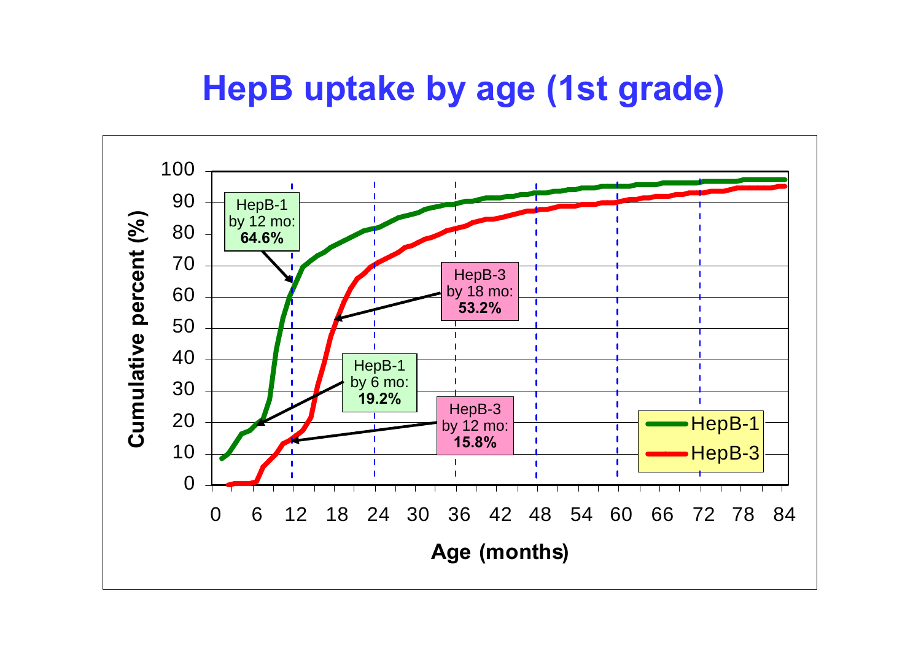# HepB uptake by age (1st grade)

Cumulative percent (%)

Age (months)

HepB-1 by 12 mo: **64.6%**

HepB-3 by 18 mo: **53.2%**

HepB-1 by 6 mo: **19.2%**

HepB-3 by 12 mo: **15.8%**

HepB-1

HepB-3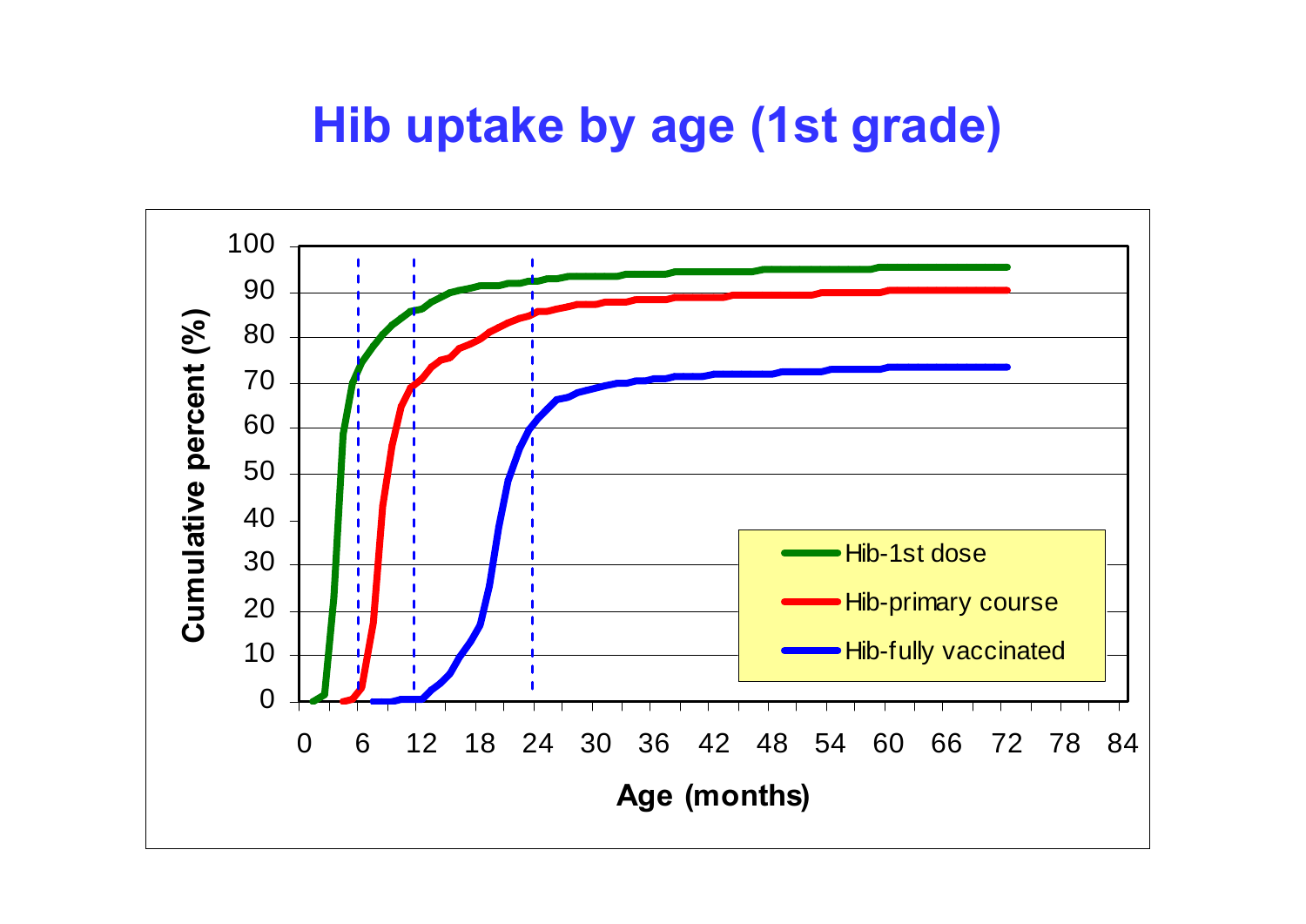# Hib uptake by age (1st grade)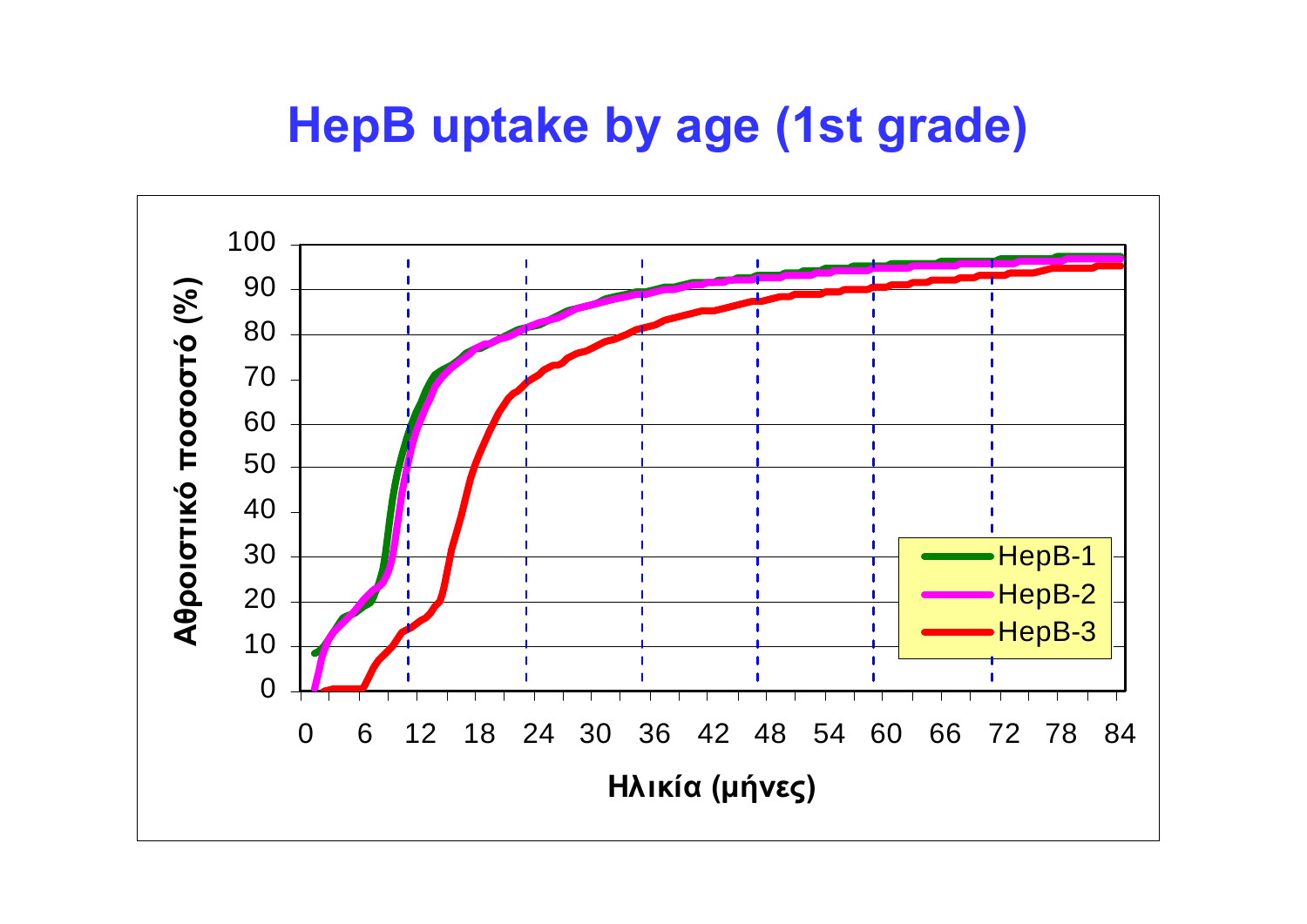# HepB uptake by age (1st grade)

Αθροιστικό ποσοστό (%)

100
90
80
70
60
50
40
30
20
10
0

0 6 12 18 24 30 36 42 48 54 60 66 72 78 84

Ηλικία (μήνες)

HepB-1
HepB-2
HepB-3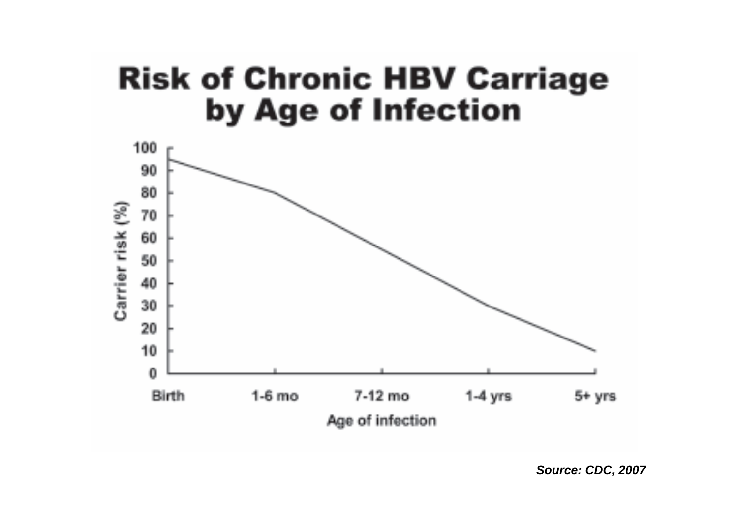# Risk of Chronic HBV Carriage by Age of Infection

Carrier risk (%)

100
90
80
70
60
50
40
30
20
10
0

Birth | 1-6 mo | 7-12 mo | 1-4 yrs | 5+ yrs

Age of infection

***Source: CDC, 2007***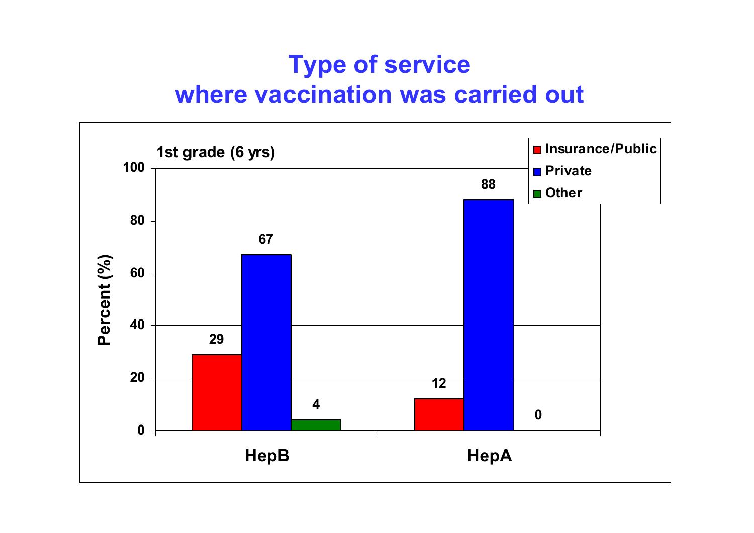# Type of service where vaccination was carried out

1st grade (6 yrs)

| | Insurance/Public | Private | Other |
|---|---|---|---|
| HepB | 29 | 67 | 4 |
| HepA | 12 | 88 | 0 |

Percent (%)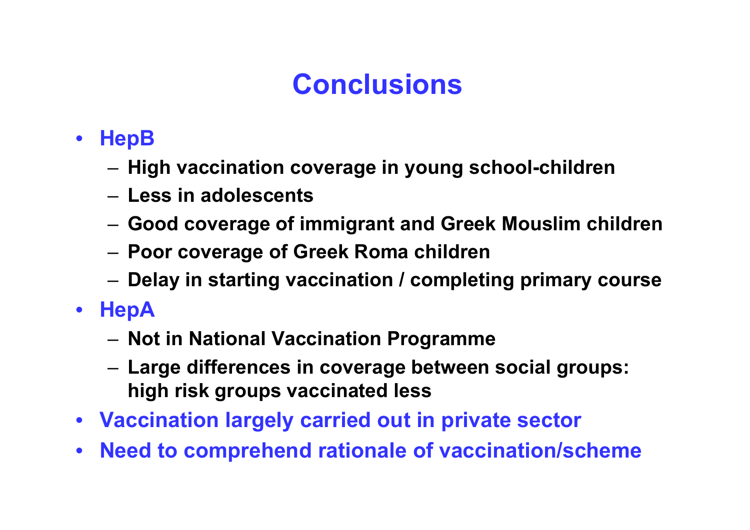# Conclusions

- **HepB**
  - **High vaccination coverage in young school-children**
  - **Less in adolescents**
  - **Good coverage of immigrant and Greek Mouslim children**
  - **Poor coverage of Greek Roma children**
  - **Delay in starting vaccination / completing primary course**
- **HepA**
  - **Not in National Vaccination Programme**
  - **Large differences in coverage between social groups: high risk groups vaccinated less**
- **Vaccination largely carried out in private sector**
- **Need to comprehend rationale of vaccination/scheme**